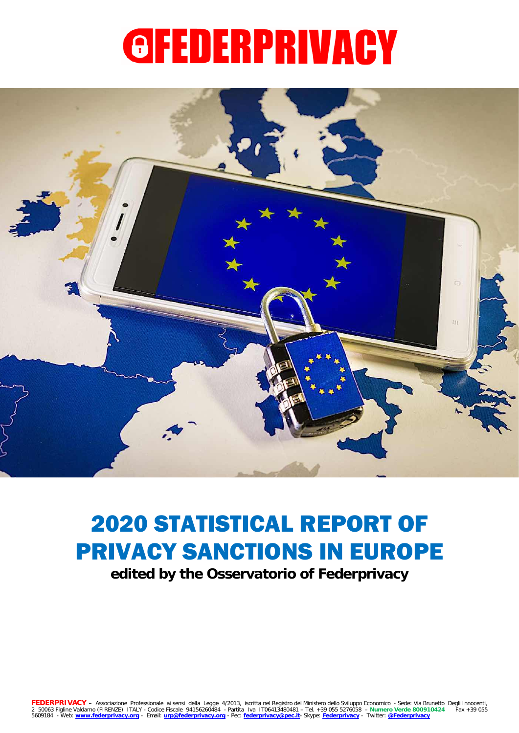# FEDERPRIVACY

# 2020 STATISTICAL REPORT OF PRIVACY SANCTIONS IN EUROPE

**edited by the Osservatorio of Federprivacy**

**FEDERPRIVACY** – Associazione Professionale ai sensi della Legge 4/2013, iscritta nel Registro del Ministero dello Sviluppo Economico - Sede: Via Brunetto Degli Innocenti, 2 50063 Figline Valdarno (FIRENZE) ITALY - Codice Fiscale 94156260484 - Partita Iva IT06413480481 – Tel. +39 055 5276058 – **Numero Verde 800910424** Fax +39 055 5609184 - Web: **www.federprivacy.org** - Email: **urp@federprivacy.org** - Pec: **federprivacy@pec.it**- Skype: **Federprivacy** - Twitter: **@Federprivacy**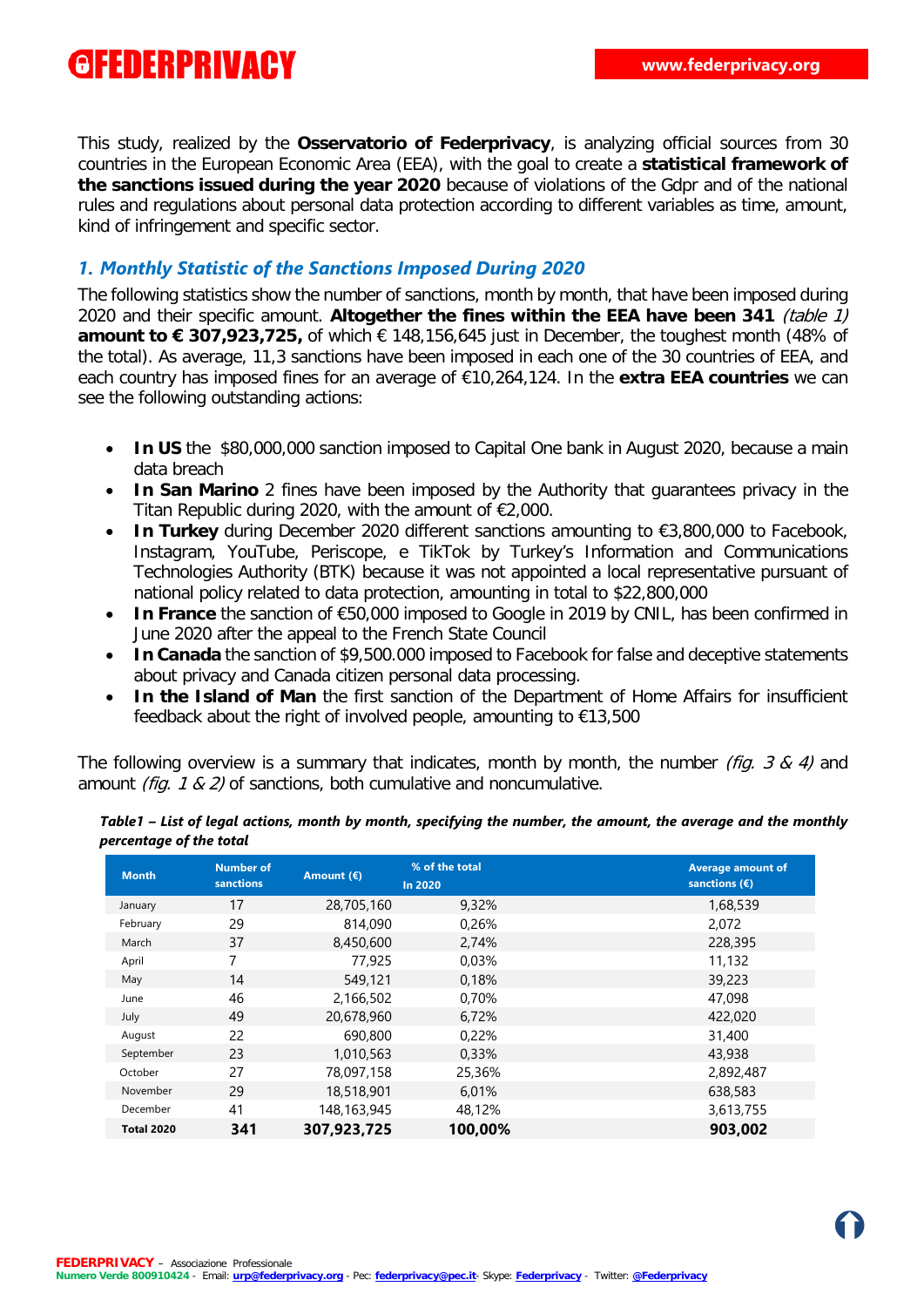This study, realized by the **Osservatorio of Federprivacy**, is analyzing official sources from 30 countries in the European Economic Area (EEA), with the goal to create a **statistical framework of the sanctions issued during the year 2020** because of violations of the Gdpr and of the national rules and regulations about personal data protection according to different variables as time, amount, kind of infringement and specific sector.

## *1. Monthly Statistic of the Sanctions Imposed During 2020*

The following statistics show the number of sanctions, month by month, that have been imposed during 2020 and their specific amount. **Altogether the fines within the EEA have been 341** *(table 1)* **amount to € 307,923,725,** of which € 148,156,645 just in December, the toughest month (48% of the total). As average, 11,3 sanctions have been imposed in each one of the 30 countries of EEA, and each country has imposed fines for an average of €10,264,124. In the **extra EEA countries** we can see the following outstanding actions:

- **In US** the $80,000,000 sanction imposed to Capital One bank in August 2020, because a main data breach
- **In San Marino** 2 fines have been imposed by the Authority that guarantees privacy in the Titan Republic during 2020, with the amount of €2,000.
- **In Turkey** during December 2020 different sanctions amounting to €3,800,000 to Facebook, Instagram, YouTube, Periscope, e TikTok by Turkey's Information and Communications Technologies Authority (BTK) because it was not appointed a local representative pursuant of national policy related to data protection, amounting in total to $22,800,000
- **In France** the sanction of €50,000 imposed to Google in 2019 by CNIL, has been confirmed in June 2020 after the appeal to the French State Council
- **In Canada** the sanction of $9,500.000 imposed to Facebook for false and deceptive statements about privacy and Canada citizen personal data processing.
- **In the Island of Man** the first sanction of the Department of Home Affairs for insufficient feedback about the right of involved people, amounting to €13,500

The following overview is a summary that indicates, month by month, the number *(fig. 3 & 4)* and amount *(fig. 1 & 2)* of sanctions, both cumulative and noncumulative.

***Table1 – List of legal actions, month by month, specifying the number, the amount, the average and the monthly percentage of the total***

| Month | Number of sanctions | Amount (€) | % of the total In 2020 | Average amount of sanctions (€) |
|---|---|---|---|---|
| January | 17 | 28,705,160 | 9,32% | 1,68,539 |
| February | 29 | 814,090 | 0,26% | 2,072 |
| March | 37 | 8,450,600 | 2,74% | 228,395 |
| April | 7 | 77,925 | 0,03% | 11,132 |
| May | 14 | 549,121 | 0,18% | 39,223 |
| June | 46 | 2,166,502 | 0,70% | 47,098 |
| July | 49 | 20,678,960 | 6,72% | 422,020 |
| August | 22 | 690,800 | 0,22% | 31,400 |
| September | 23 | 1,010,563 | 0,33% | 43,938 |
| October | 27 | 78,097,158 | 25,36% | 2,892,487 |
| November | 29 | 18,518,901 | 6,01% | 638,583 |
| December | 41 | 148,163,945 | 48,12% | 3,613,755 |
| **Total 2020** | **341** | **307,923,725** | **100,00%** | **903,002** |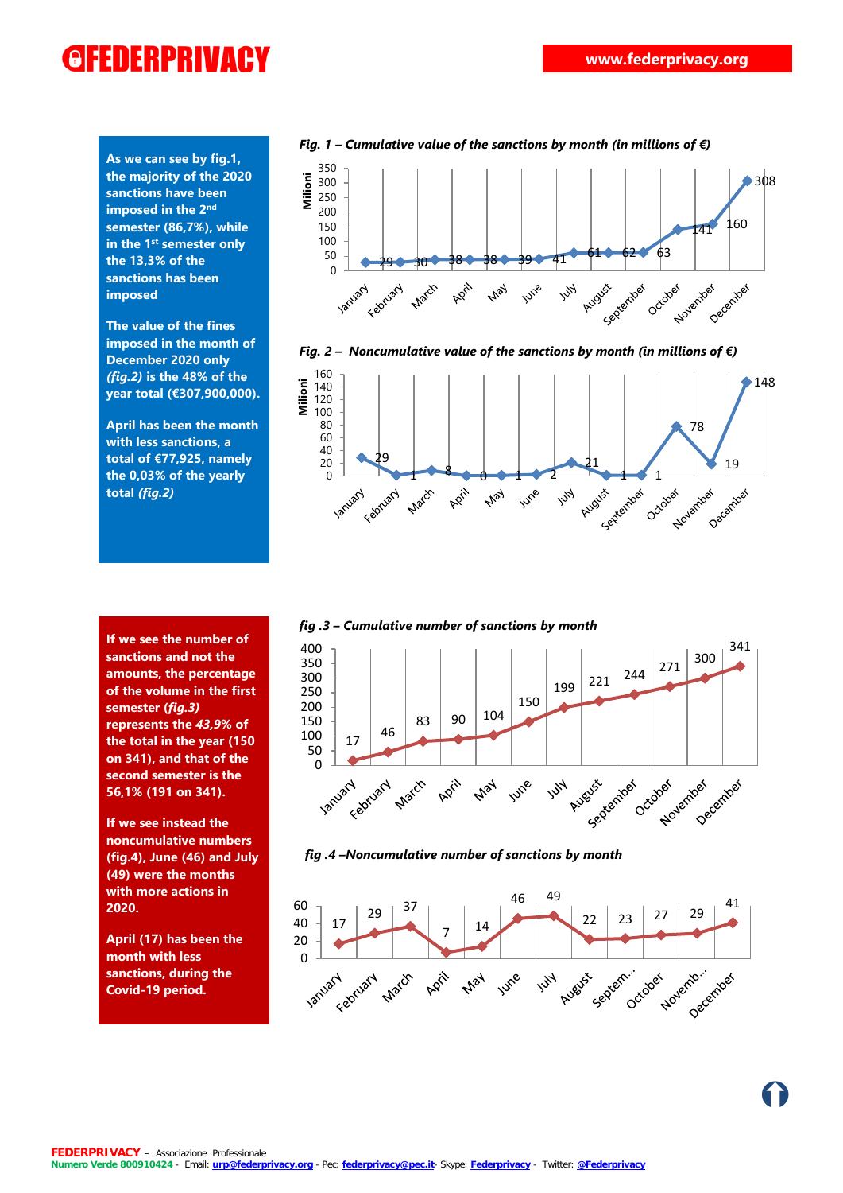As we can see by fig.1, the majority of the 2020 sanctions have been imposed in the 2nd semester (86,7%), while in the 1st semester only the 13,3% of the sanctions has been imposed

The value of the fines imposed in the month of December 2020 only *(fig.2)* is the 48% of the year total (€307,900,000).

April has been the month with less sanctions, a total of €77,925, namely the 0,03% of the yearly total *(fig.2)*

***Fig. 1 – Cumulative value of the sanctions by month (in millions of €)***

| Month | Milioni |
|---|---|
| January | 29 |
| February | 30 |
| March | 38 |
| April | 38 |
| May | 39 |
| June | 41 |
| July | 61 |
| August | 62 |
| September | 63 |
| October | 141 |
| November | 160 |
| December | 308 |

***Fig. 2 – Noncumulative value of the sanctions by month (in millions of €)***

| Month | Milioni |
|---|---|
| January | 29 |
| February | 1 |
| March | 8 |
| April | 0 |
| May | 1 |
| June | 2 |
| July | 21 |
| August | 1 |
| September | 1 |
| October | 78 |
| November | 19 |
| December | 148 |

If we see the number of sanctions and not the amounts, the percentage of the volume in the first semester *(fig.3)* represents the ***43,9***% of the total in the year (150 on 341), and that of the second semester is the 56,1% (191 on 341).

If we see instead the noncumulative numbers (fig.4), June (46) and July (49) were the months with more actions in 2020.

April (17) has been the month with less sanctions, during the Covid-19 period.

***fig .3 – Cumulative number of sanctions by month***

| Month | Number |
|---|---|
| January | 17 |
| February | 46 |
| March | 83 |
| April | 90 |
| May | 104 |
| June | 150 |
| July | 199 |
| August | 221 |
| September | 244 |
| October | 271 |
| November | 300 |
| December | 341 |

***fig .4 –Noncumulative number of sanctions by month***

| Month | Number |
|---|---|
| January | 17 |
| February | 29 |
| March | 37 |
| April | 7 |
| May | 14 |
| June | 46 |
| July | 49 |
| August | 22 |
| Septem… | 23 |
| October | 27 |
| Novemb… | 29 |
| December | 41 |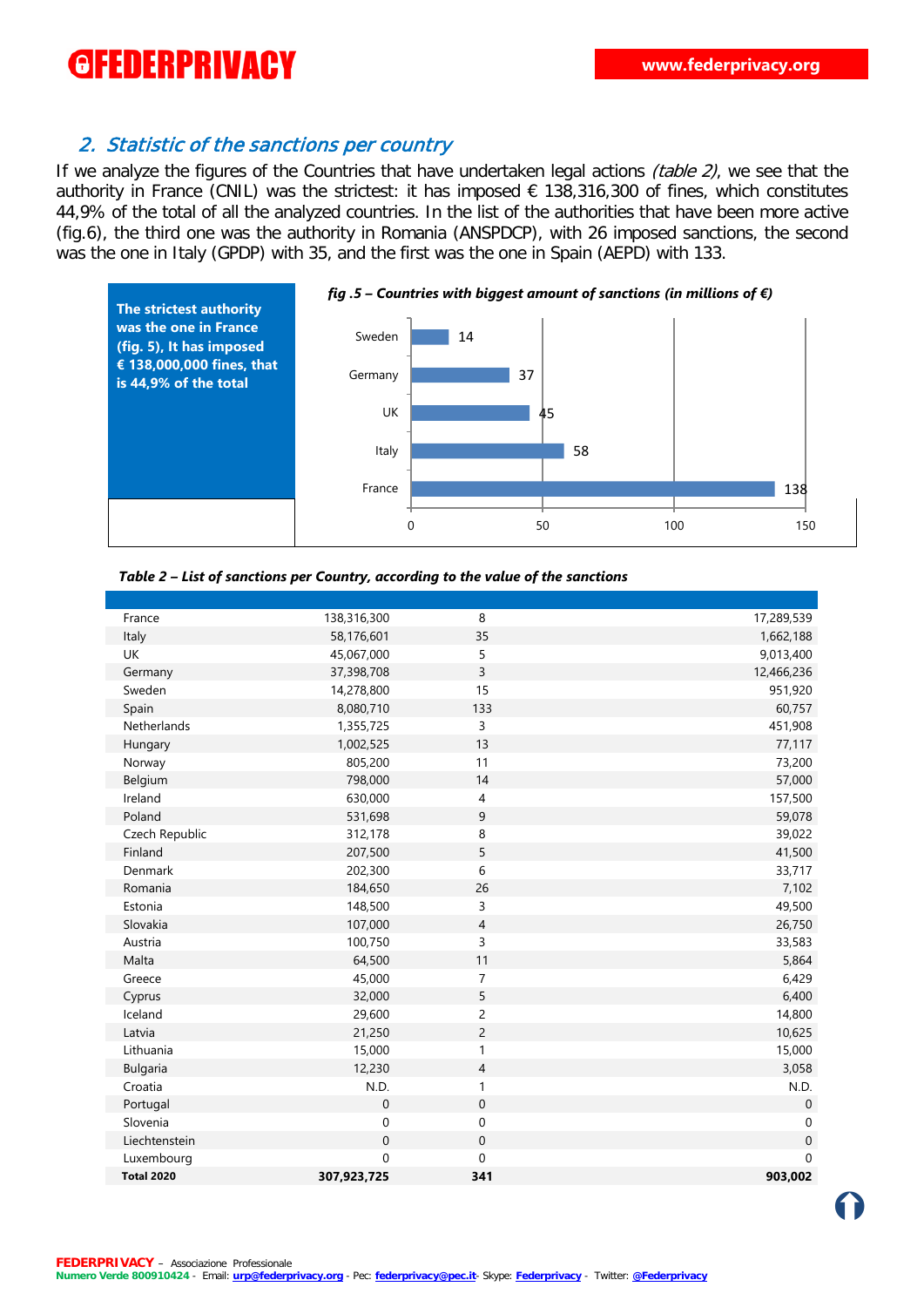## 2. Statistic of the sanctions per country

If we analyze the figures of the Countries that have undertaken legal actions *(table 2)*, we see that the authority in France (CNIL) was the strictest: it has imposed € 138,316,300 of fines, which constitutes 44,9% of the total of all the analyzed countries. In the list of the authorities that have been more active (fig.6), the third one was the authority in Romania (ANSPDCP), with 26 imposed sanctions, the second was the one in Italy (GPDP) with 35, and the first was the one in Spain (AEPD) with 133.

**The strictest authority was the one in France (fig. 5), It has imposed € 138,000,000 fines, that is 44,9% of the total**

***fig .5 – Countries with biggest amount of sanctions (in millions of €)***

| Country | Millions of € |
|---|---|
| Sweden | 14 |
| Germany | 37 |
| UK | 45 |
| Italy | 58 |
| France | 138 |

***Table 2 – List of sanctions per Country, according to the value of the sanctions***

| | | | |
|---|---|---|---|
| France | 138,316,300 | 8 | 17,289,539 |
| Italy | 58,176,601 | 35 | 1,662,188 |
| UK | 45,067,000 | 5 | 9,013,400 |
| Germany | 37,398,708 | 3 | 12,466,236 |
| Sweden | 14,278,800 | 15 | 951,920 |
| Spain | 8,080,710 | 133 | 60,757 |
| Netherlands | 1,355,725 | 3 | 451,908 |
| Hungary | 1,002,525 | 13 | 77,117 |
| Norway | 805,200 | 11 | 73,200 |
| Belgium | 798,000 | 14 | 57,000 |
| Ireland | 630,000 | 4 | 157,500 |
| Poland | 531,698 | 9 | 59,078 |
| Czech Republic | 312,178 | 8 | 39,022 |
| Finland | 207,500 | 5 | 41,500 |
| Denmark | 202,300 | 6 | 33,717 |
| Romania | 184,650 | 26 | 7,102 |
| Estonia | 148,500 | 3 | 49,500 |
| Slovakia | 107,000 | 4 | 26,750 |
| Austria | 100,750 | 3 | 33,583 |
| Malta | 64,500 | 11 | 5,864 |
| Greece | 45,000 | 7 | 6,429 |
| Cyprus | 32,000 | 5 | 6,400 |
| Iceland | 29,600 | 2 | 14,800 |
| Latvia | 21,250 | 2 | 10,625 |
| Lithuania | 15,000 | 1 | 15,000 |
| Bulgaria | 12,230 | 4 | 3,058 |
| Croatia | N.D. | 1 | N.D. |
| Portugal | 0 | 0 | 0 |
| Slovenia | 0 | 0 | 0 |
| Liechtenstein | 0 | 0 | 0 |
| Luxembourg | 0 | 0 | 0 |
| **Total 2020** | **307,923,725** | **341** | **903,002** |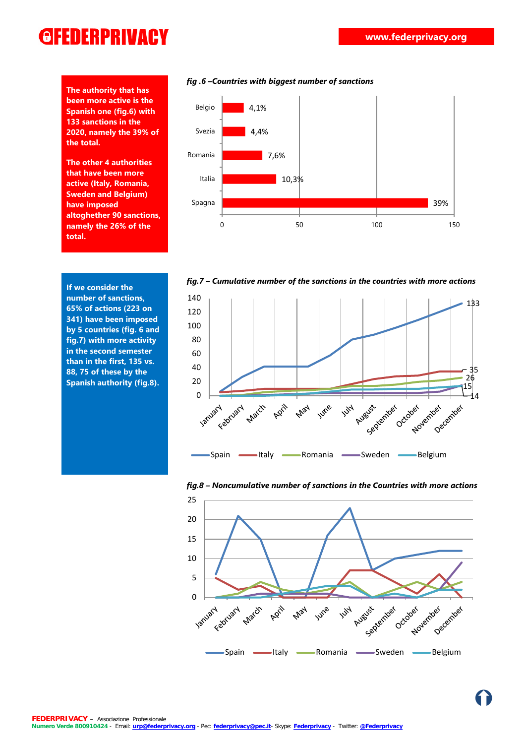**The authority that has been more active is the Spanish one (fig.6) with 133 sanctions in the 2020, namely the 39% of the total.**

**The other 4 authorities that have been more active (Italy, Romania, Sweden and Belgium) have imposed altoghether 90 sanctions, namely the 26% of the total.**

*fig .6 –Countries with biggest number of sanctions*

| Country | Share |
| --- | --- |
| Belgio | 4,1% |
| Svezia | 4,4% |
| Romania | 7,6% |
| Italia | 10,3% |
| Spagna | 39% |

**If we consider the number of sanctions, 65% of actions (223 on 341) have been imposed by 5 countries (fig. 6 and fig.7) with more activity in the second semester than in the first, 135 vs. 88, 75 of these by the Spanish authority (fig.8).**

*fig.7 – Cumulative number of the sanctions in the countries with more actions*

Final values (December): Spain 133, Italy 35, Romania 26, Belgium 15, Sweden 14

*fig.8 – Noncumulative number of sanctions in the Countries with more actions*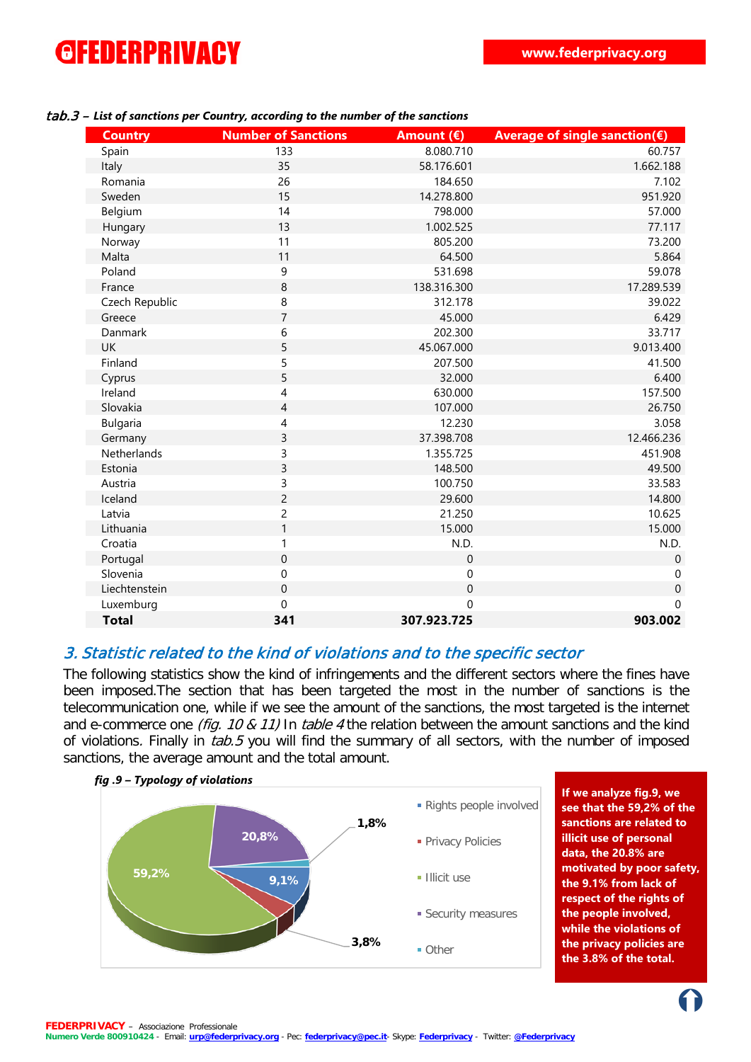*tab.3* ***– List of sanctions per Country, according to the number of the sanctions***

| Country | Number of Sanctions | Amount (€) | Average of single sanction(€) |
|---|---|---|---|
| Spain | 133 | 8.080.710 | 60.757 |
| Italy | 35 | 58.176.601 | 1.662.188 |
| Romania | 26 | 184.650 | 7.102 |
| Sweden | 15 | 14.278.800 | 951.920 |
| Belgium | 14 | 798.000 | 57.000 |
| Hungary | 13 | 1.002.525 | 77.117 |
| Norway | 11 | 805.200 | 73.200 |
| Malta | 11 | 64.500 | 5.864 |
| Poland | 9 | 531.698 | 59.078 |
| France | 8 | 138.316.300 | 17.289.539 |
| Czech Republic | 8 | 312.178 | 39.022 |
| Greece | 7 | 45.000 | 6.429 |
| Danmark | 6 | 202.300 | 33.717 |
| UK | 5 | 45.067.000 | 9.013.400 |
| Finland | 5 | 207.500 | 41.500 |
| Cyprus | 5 | 32.000 | 6.400 |
| Ireland | 4 | 630.000 | 157.500 |
| Slovakia | 4 | 107.000 | 26.750 |
| Bulgaria | 4 | 12.230 | 3.058 |
| Germany | 3 | 37.398.708 | 12.466.236 |
| Netherlands | 3 | 1.355.725 | 451.908 |
| Estonia | 3 | 148.500 | 49.500 |
| Austria | 3 | 100.750 | 33.583 |
| Iceland | 2 | 29.600 | 14.800 |
| Latvia | 2 | 21.250 | 10.625 |
| Lithuania | 1 | 15.000 | 15.000 |
| Croatia | 1 | N.D. | N.D. |
| Portugal | 0 | 0 | 0 |
| Slovenia | 0 | 0 | 0 |
| Liechtenstein | 0 | 0 | 0 |
| Luxemburg | 0 | 0 | 0 |
| **Total** | **341** | **307.923.725** | **903.002** |

## *3. Statistic related to the kind of violations and to the specific sector*

The following statistics show the kind of infringements and the different sectors where the fines have been imposed.The section that has been targeted the most in the number of sanctions is the telecommunication one, while if we see the amount of the sanctions, the most targeted is the internet and e-commerce one *(fig. 10 & 11)* In *table 4* the relation between the amount sanctions and the kind of violations*.* Finally in *tab.5* you will find the summary of all sectors, with the number of imposed sanctions, the average amount and the total amount.

***fig .9 – Typology of violations***

| Typology | % |
|---|---|
| Rights people involved | 9,1% |
| Privacy Policies | 3,8% |
| Illicit use | 59,2% |
| Security measures | 20,8% |
| Other | 1,8% |

**If we analyze fig.9, we see that the 59,2% of the sanctions are related to illicit use of personal data, the 20.8% are motivated by poor safety, the 9.1% from lack of respect of the rights of the people involved, while the violations of the privacy policies are the 3.8% of the total.**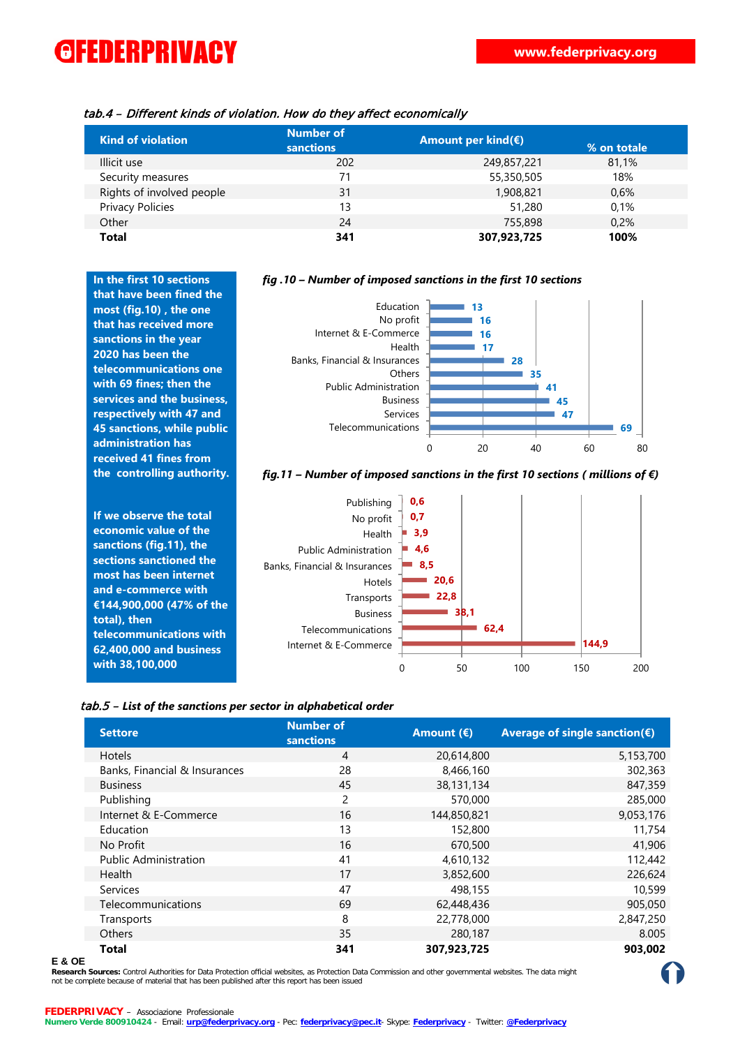*tab.4 – Different kinds of violation. How do they affect economically*

| Kind of violation | Number of sanctions | Amount per kind(€) | % on totale |
|---|---|---|---|
| Illicit use | 202 | 249,857,221 | 81,1% |
| Security measures | 71 | 55,350,505 | 18% |
| Rights of involved people | 31 | 1,908,821 | 0,6% |
| Privacy Policies | 13 | 51,280 | 0,1% |
| Other | 24 | 755,898 | 0,2% |
| **Total** | **341** | **307,923,725** | **100%** |

**In the first 10 sections that have been fined the most (fig.10) , the one that has received more sanctions in the year 2020 has been the telecommunications one with 69 fines; then the services and the business, respectively with 47 and 45 sanctions, while public administration has received 41 fines from the controlling authority.**

**If we observe the total economic value of the sanctions (fig.11), the sections sanctioned the most has been internet and e-commerce with €144,900,000 (47% of the total), then telecommunications with 62,400,000 and business with 38,100,000**

***fig .10 – Number of imposed sanctions in the first 10 sections***

| Section | Sanctions |
|---|---|
| Education | 13 |
| No profit | 16 |
| Internet & E-Commerce | 16 |
| Health | 17 |
| Banks, Financial & Insurances | 28 |
| Others | 35 |
| Public Administration | 41 |
| Business | 45 |
| Services | 47 |
| Telecommunications | 69 |

***fig.11 – Number of imposed sanctions in the first 10 sections ( millions of €)***

| Section | Millions of € |
|---|---|
| Publishing | 0,6 |
| No profit | 0,7 |
| Health | 3,9 |
| Public Administration | 4,6 |
| Banks, Financial & Insurances | 8,5 |
| Hotels | 20,6 |
| Transports | 22,8 |
| Business | 38,1 |
| Telecommunications | 62,4 |
| Internet & E-Commerce | 144,9 |

***tab.5 – List of the sanctions per sector in alphabetical order***

| Settore | Number of sanctions | Amount (€) | Average of single sanction(€) |
|---|---|---|---|
| Hotels | 4 | 20,614,800 | 5,153,700 |
| Banks, Financial & Insurances | 28 | 8,466,160 | 302,363 |
| Business | 45 | 38,131,134 | 847,359 |
| Publishing | 2 | 570,000 | 285,000 |
| Internet & E-Commerce | 16 | 144,850,821 | 9,053,176 |
| Education | 13 | 152,800 | 11,754 |
| No Profit | 16 | 670,500 | 41,906 |
| Public Administration | 41 | 4,610,132 | 112,442 |
| Health | 17 | 3,852,600 | 226,624 |
| Services | 47 | 498,155 | 10,599 |
| Telecommunications | 69 | 62,448,436 | 905,050 |
| Transports | 8 | 22,778,000 | 2,847,250 |
| Others | 35 | 280,187 | 8.005 |
| **Total** | **341** | **307,923,725** | **903,002** |

**E & OE**

**Research Sources:** Control Authorities for Data Protection official websites, as Protection Data Commission and other governmental websites. The data might not be complete because of material that has been published after this report has been issued